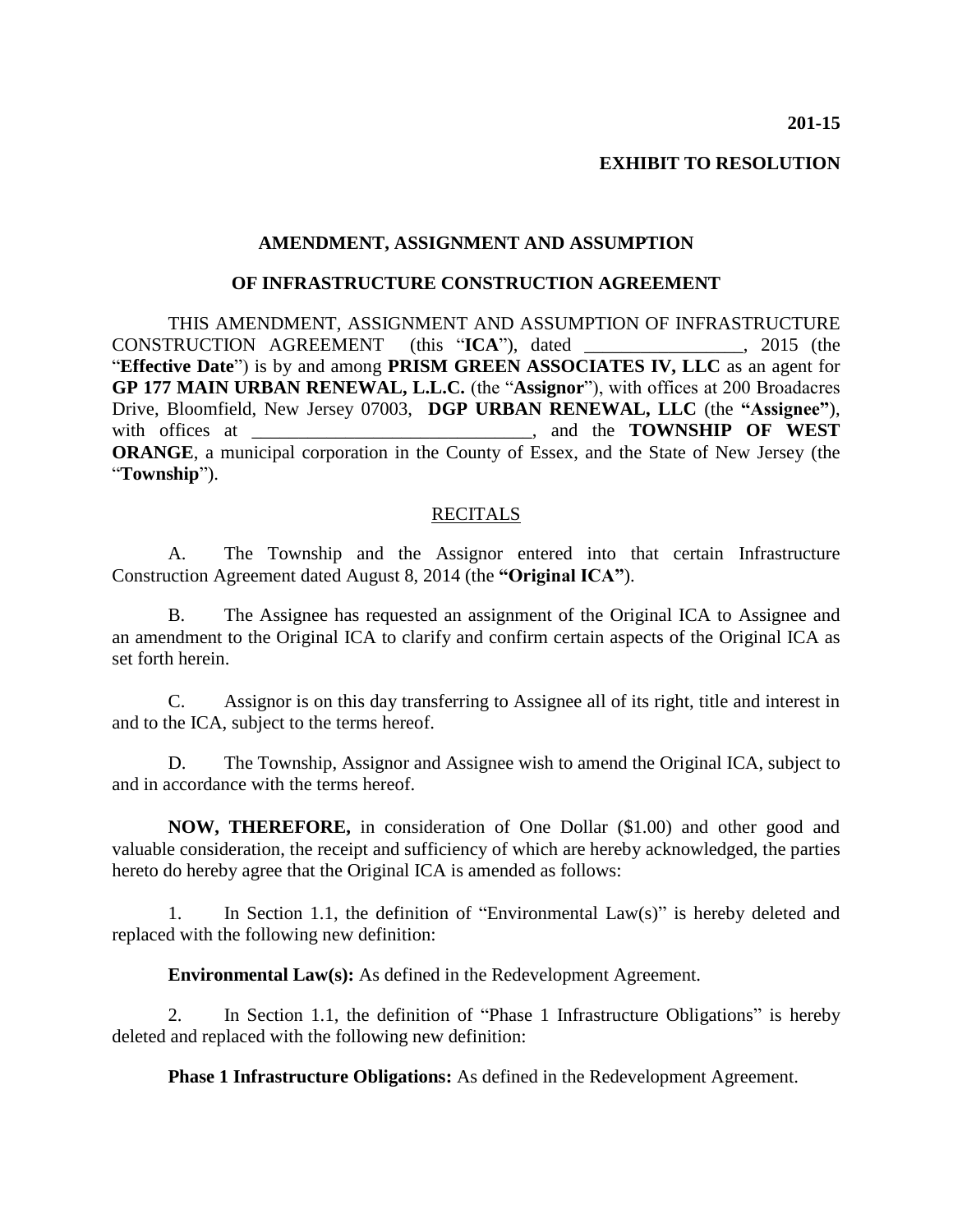**201-15**

**EXHIBIT TO RESOLUTION**

**AMENDMENT, ASSIGNMENT AND ASSUMPTION**

**OF INFRASTRUCTURE CONSTRUCTION AGREEMENT**

THIS AMENDMENT, ASSIGNMENT AND ASSUMPTION OF INFRASTRUCTURE CONSTRUCTION AGREEMENT (this "**ICA**"), dated _________________, 2015 (the "**Effective Date**") is by and among **PRISM GREEN ASSOCIATES IV, LLC** as an agent for **GP 177 MAIN URBAN RENEWAL, L.L.C.** (the "**Assignor**"), with offices at 200 Broadacres Drive, Bloomfield, New Jersey 07003, **DGP URBAN RENEWAL, LLC** (the **"Assignee"**), with offices at ______________________________, and the **TOWNSHIP OF WEST ORANGE**, a municipal corporation in the County of Essex, and the State of New Jersey (the "**Township**").

RECITALS

A. The Township and the Assignor entered into that certain Infrastructure Construction Agreement dated August 8, 2014 (the **"Original ICA"**).

B. The Assignee has requested an assignment of the Original ICA to Assignee and an amendment to the Original ICA to clarify and confirm certain aspects of the Original ICA as set forth herein.

C. Assignor is on this day transferring to Assignee all of its right, title and interest in and to the ICA, subject to the terms hereof.

D. The Township, Assignor and Assignee wish to amend the Original ICA, subject to and in accordance with the terms hereof.

**NOW, THEREFORE,** in consideration of One Dollar ($1.00) and other good and valuable consideration, the receipt and sufficiency of which are hereby acknowledged, the parties hereto do hereby agree that the Original ICA is amended as follows:

1. In Section 1.1, the definition of "Environmental Law(s)" is hereby deleted and replaced with the following new definition:

**Environmental Law(s):** As defined in the Redevelopment Agreement.

2. In Section 1.1, the definition of "Phase 1 Infrastructure Obligations" is hereby deleted and replaced with the following new definition:

**Phase 1 Infrastructure Obligations:** As defined in the Redevelopment Agreement.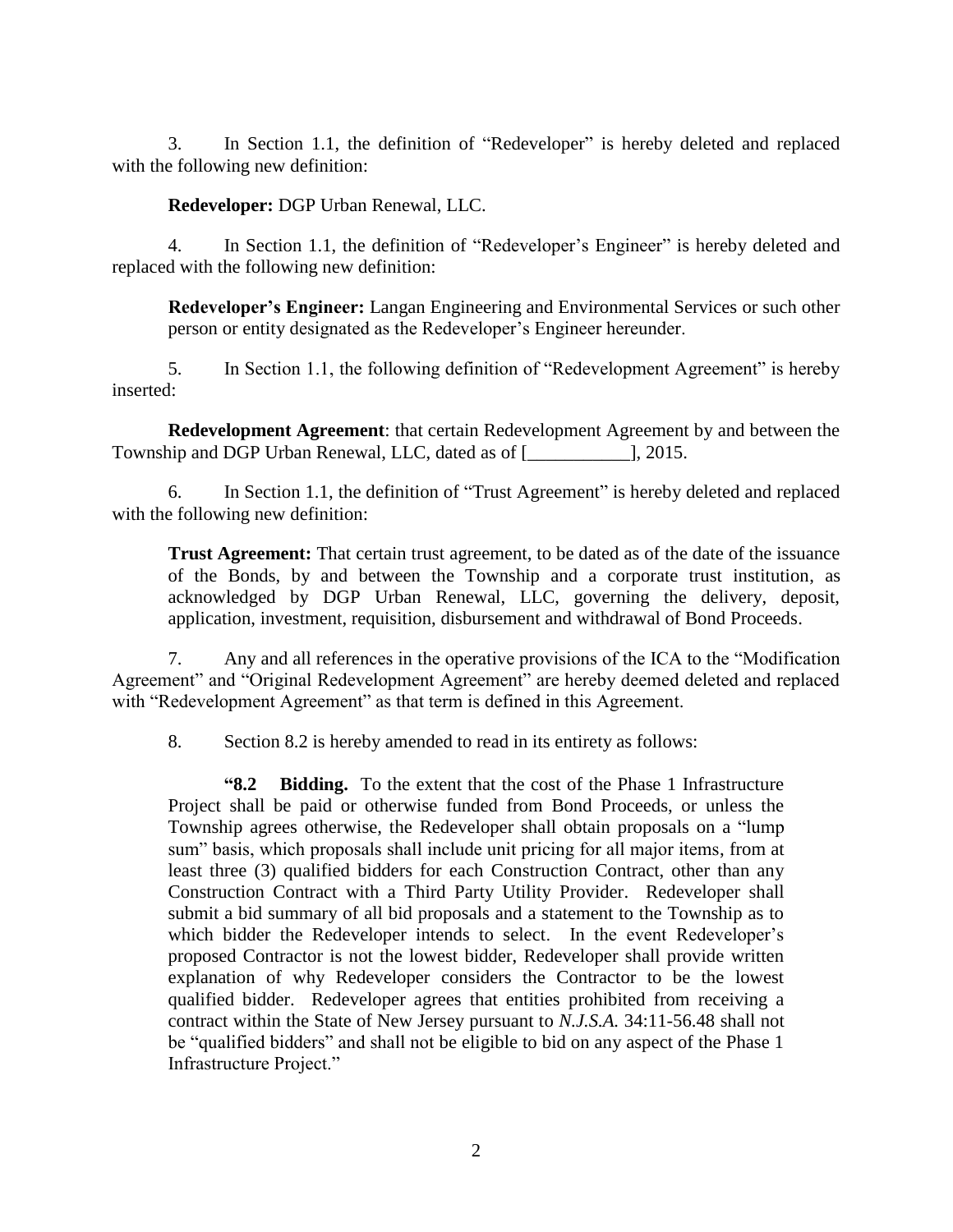3. In Section 1.1, the definition of "Redeveloper" is hereby deleted and replaced with the following new definition:

**Redeveloper:** DGP Urban Renewal, LLC.

4. In Section 1.1, the definition of "Redeveloper's Engineer" is hereby deleted and replaced with the following new definition:

**Redeveloper's Engineer:** Langan Engineering and Environmental Services or such other person or entity designated as the Redeveloper's Engineer hereunder.

5. In Section 1.1, the following definition of "Redevelopment Agreement" is hereby inserted:

**Redevelopment Agreement**: that certain Redevelopment Agreement by and between the Township and DGP Urban Renewal, LLC, dated as of [___________], 2015.

6. In Section 1.1, the definition of "Trust Agreement" is hereby deleted and replaced with the following new definition:

**Trust Agreement:** That certain trust agreement, to be dated as of the date of the issuance of the Bonds, by and between the Township and a corporate trust institution, as acknowledged by DGP Urban Renewal, LLC, governing the delivery, deposit, application, investment, requisition, disbursement and withdrawal of Bond Proceeds.

7. Any and all references in the operative provisions of the ICA to the "Modification Agreement" and "Original Redevelopment Agreement" are hereby deemed deleted and replaced with "Redevelopment Agreement" as that term is defined in this Agreement.

8. Section 8.2 is hereby amended to read in its entirety as follows:

**"8.2 Bidding.** To the extent that the cost of the Phase 1 Infrastructure Project shall be paid or otherwise funded from Bond Proceeds, or unless the Township agrees otherwise, the Redeveloper shall obtain proposals on a "lump sum" basis, which proposals shall include unit pricing for all major items, from at least three (3) qualified bidders for each Construction Contract, other than any Construction Contract with a Third Party Utility Provider. Redeveloper shall submit a bid summary of all bid proposals and a statement to the Township as to which bidder the Redeveloper intends to select. In the event Redeveloper's proposed Contractor is not the lowest bidder, Redeveloper shall provide written explanation of why Redeveloper considers the Contractor to be the lowest qualified bidder. Redeveloper agrees that entities prohibited from receiving a contract within the State of New Jersey pursuant to *N.J.S.A.* 34:11-56.48 shall not be "qualified bidders" and shall not be eligible to bid on any aspect of the Phase 1 Infrastructure Project."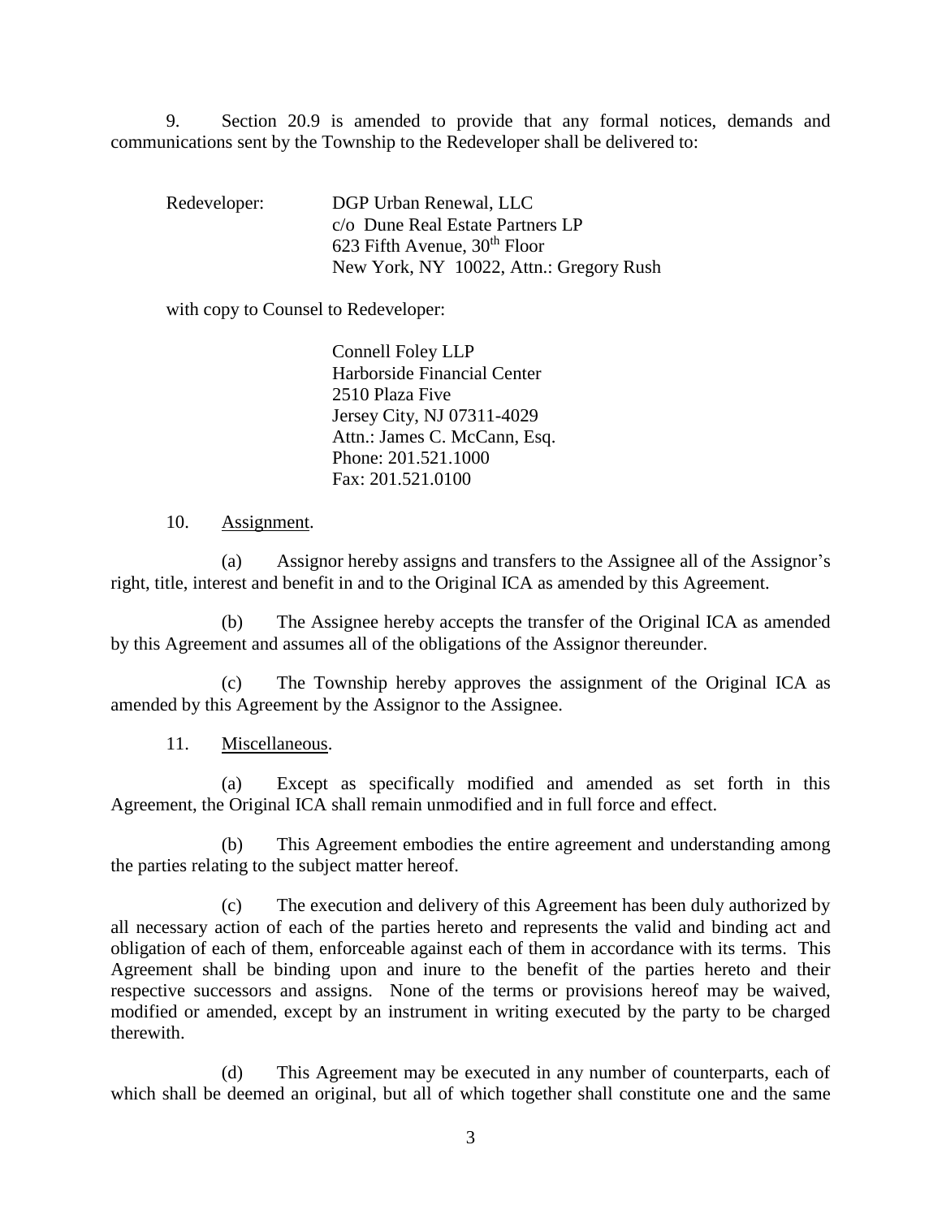9. Section 20.9 is amended to provide that any formal notices, demands and communications sent by the Township to the Redeveloper shall be delivered to:

Redeveloper: DGP Urban Renewal, LLC
c/o Dune Real Estate Partners LP
623 Fifth Avenue, 30th Floor
New York, NY 10022, Attn.: Gregory Rush

with copy to Counsel to Redeveloper:

Connell Foley LLP
Harborside Financial Center
2510 Plaza Five
Jersey City, NJ 07311-4029
Attn.: James C. McCann, Esq.
Phone: 201.521.1000
Fax: 201.521.0100

10. Assignment.

(a) Assignor hereby assigns and transfers to the Assignee all of the Assignor's right, title, interest and benefit in and to the Original ICA as amended by this Agreement.

(b) The Assignee hereby accepts the transfer of the Original ICA as amended by this Agreement and assumes all of the obligations of the Assignor thereunder.

(c) The Township hereby approves the assignment of the Original ICA as amended by this Agreement by the Assignor to the Assignee.

11. Miscellaneous.

(a) Except as specifically modified and amended as set forth in this Agreement, the Original ICA shall remain unmodified and in full force and effect.

(b) This Agreement embodies the entire agreement and understanding among the parties relating to the subject matter hereof.

(c) The execution and delivery of this Agreement has been duly authorized by all necessary action of each of the parties hereto and represents the valid and binding act and obligation of each of them, enforceable against each of them in accordance with its terms. This Agreement shall be binding upon and inure to the benefit of the parties hereto and their respective successors and assigns. None of the terms or provisions hereof may be waived, modified or amended, except by an instrument in writing executed by the party to be charged therewith.

(d) This Agreement may be executed in any number of counterparts, each of which shall be deemed an original, but all of which together shall constitute one and the same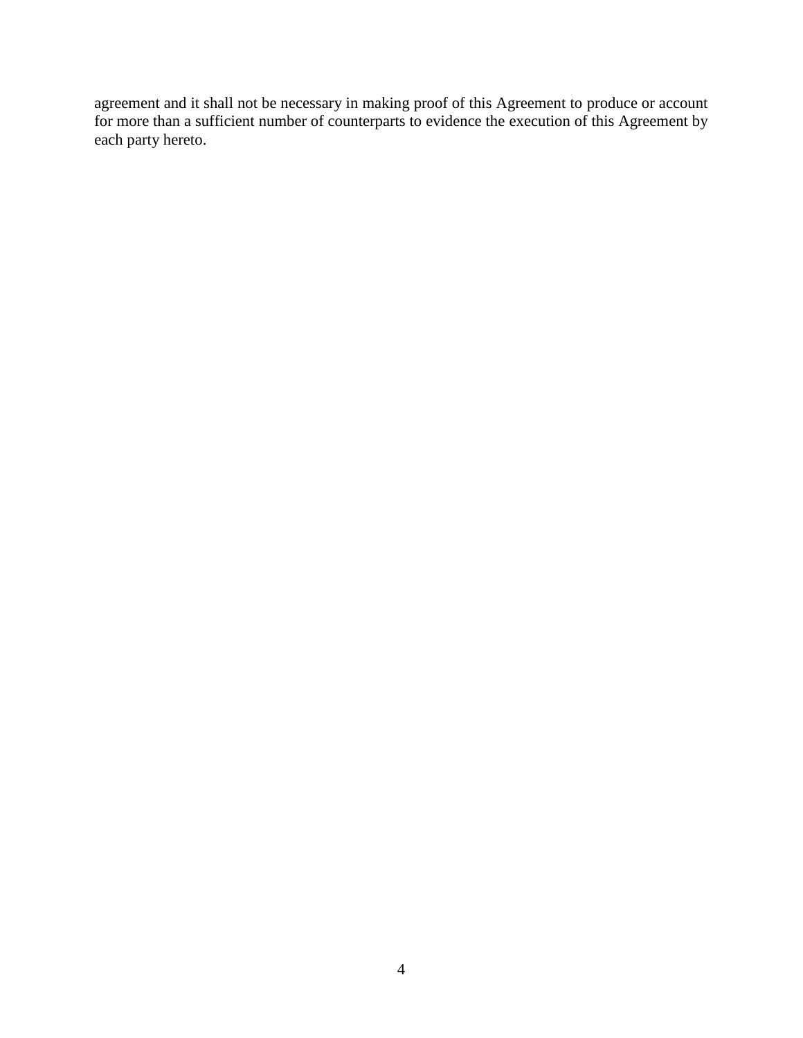agreement and it shall not be necessary in making proof of this Agreement to produce or account for more than a sufficient number of counterparts to evidence the execution of this Agreement by each party hereto.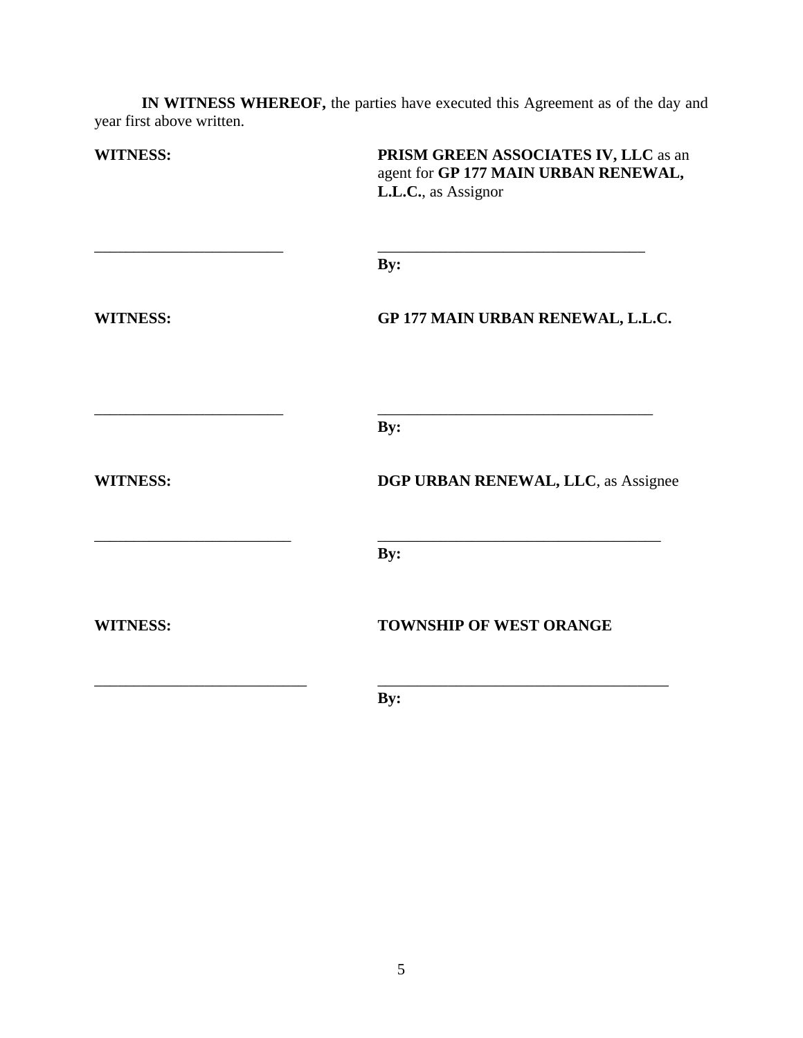**IN WITNESS WHEREOF,** the parties have executed this Agreement as of the day and year first above written.

| | |
|---|---|
| **WITNESS:** | **PRISM GREEN ASSOCIATES IV, LLC** as an agent for **GP 177 MAIN URBAN RENEWAL, L.L.C.**, as Assignor |
| _________________________ | _________________________________ |
| | **By:** |
| **WITNESS:** | **GP 177 MAIN URBAN RENEWAL, L.L.C.** |
| _________________________ | _________________________________ |
| | **By:** |
| **WITNESS:** | **DGP URBAN RENEWAL, LLC**, as Assignee |
| _________________________ | _________________________________ |
| | **By:** |
| **WITNESS:** | **TOWNSHIP OF WEST ORANGE** |
| _________________________ | _________________________________ |
| | **By:** |